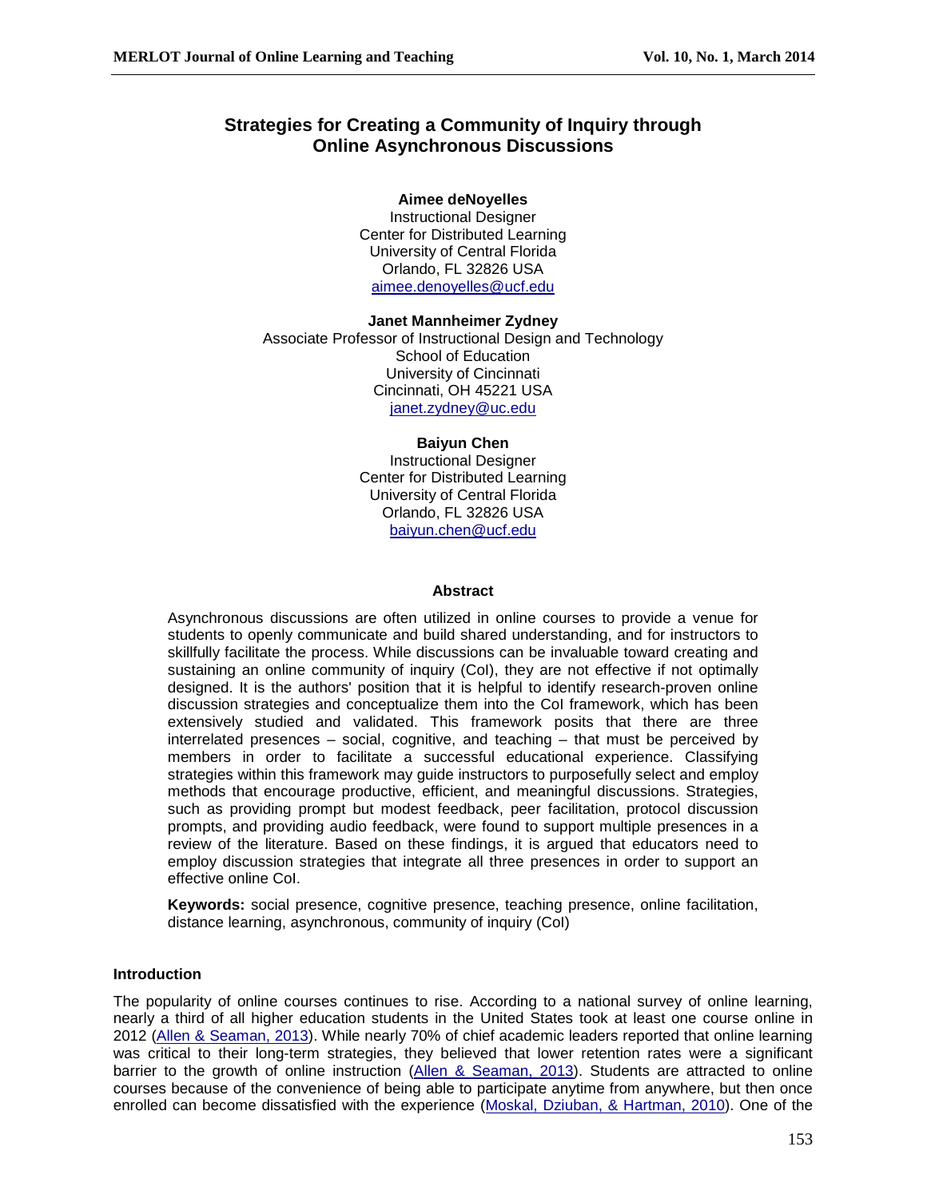# Strategies for Creating a Community of Inquiry through Online Asynchronous Discussions

**Aimee deNoyelles**
Instructional Designer
Center for Distributed Learning
University of Central Florida
Orlando, FL 32826 USA
aimee.denoyelles@ucf.edu

**Janet Mannheimer Zydney**
Associate Professor of Instructional Design and Technology
School of Education
University of Cincinnati
Cincinnati, OH 45221 USA
janet.zydney@uc.edu

**Baiyun Chen**
Instructional Designer
Center for Distributed Learning
University of Central Florida
Orlando, FL 32826 USA
baiyun.chen@ucf.edu

## Abstract

Asynchronous discussions are often utilized in online courses to provide a venue for students to openly communicate and build shared understanding, and for instructors to skillfully facilitate the process. While discussions can be invaluable toward creating and sustaining an online community of inquiry (CoI), they are not effective if not optimally designed. It is the authors' position that it is helpful to identify research-proven online discussion strategies and conceptualize them into the CoI framework, which has been extensively studied and validated. This framework posits that there are three interrelated presences – social, cognitive, and teaching – that must be perceived by members in order to facilitate a successful educational experience. Classifying strategies within this framework may guide instructors to purposefully select and employ methods that encourage productive, efficient, and meaningful discussions. Strategies, such as providing prompt but modest feedback, peer facilitation, protocol discussion prompts, and providing audio feedback, were found to support multiple presences in a review of the literature. Based on these findings, it is argued that educators need to employ discussion strategies that integrate all three presences in order to support an effective online CoI.

**Keywords:** social presence, cognitive presence, teaching presence, online facilitation, distance learning, asynchronous, community of inquiry (CoI)

## Introduction

The popularity of online courses continues to rise. According to a national survey of online learning, nearly a third of all higher education students in the United States took at least one course online in 2012 (Allen & Seaman, 2013). While nearly 70% of chief academic leaders reported that online learning was critical to their long-term strategies, they believed that lower retention rates were a significant barrier to the growth of online instruction (Allen & Seaman, 2013). Students are attracted to online courses because of the convenience of being able to participate anytime from anywhere, but then once enrolled can become dissatisfied with the experience (Moskal, Dziuban, & Hartman, 2010). One of the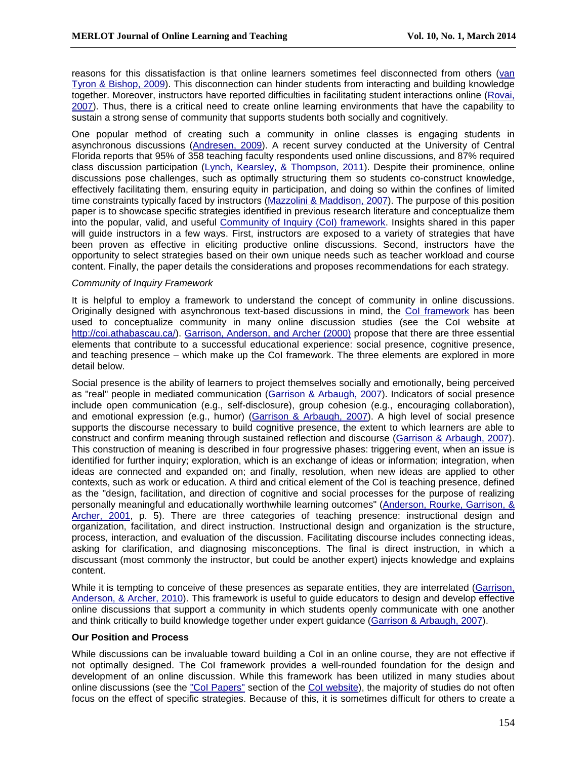reasons for this dissatisfaction is that online learners sometimes feel disconnected from others (van Tyron & Bishop, 2009). This disconnection can hinder students from interacting and building knowledge together. Moreover, instructors have reported difficulties in facilitating student interactions online (Rovai, 2007). Thus, there is a critical need to create online learning environments that have the capability to sustain a strong sense of community that supports students both socially and cognitively.

One popular method of creating such a community in online classes is engaging students in asynchronous discussions (Andresen, 2009). A recent survey conducted at the University of Central Florida reports that 95% of 358 teaching faculty respondents used online discussions, and 87% required class discussion participation (Lynch, Kearsley, & Thompson, 2011). Despite their prominence, online discussions pose challenges, such as optimally structuring them so students co-construct knowledge, effectively facilitating them, ensuring equity in participation, and doing so within the confines of limited time constraints typically faced by instructors (Mazzolini & Maddison, 2007). The purpose of this position paper is to showcase specific strategies identified in previous research literature and conceptualize them into the popular, valid, and useful Community of Inquiry (CoI) framework. Insights shared in this paper will guide instructors in a few ways. First, instructors are exposed to a variety of strategies that have been proven as effective in eliciting productive online discussions. Second, instructors have the opportunity to select strategies based on their own unique needs such as teacher workload and course content. Finally, the paper details the considerations and proposes recommendations for each strategy.

*Community of Inquiry Framework*

It is helpful to employ a framework to understand the concept of community in online discussions. Originally designed with asynchronous text-based discussions in mind, the CoI framework has been used to conceptualize community in many online discussion studies (see the CoI website at http://coi.athabascau.ca/). Garrison, Anderson, and Archer (2000) propose that there are three essential elements that contribute to a successful educational experience: social presence, cognitive presence, and teaching presence – which make up the CoI framework. The three elements are explored in more detail below.

Social presence is the ability of learners to project themselves socially and emotionally, being perceived as "real" people in mediated communication (Garrison & Arbaugh, 2007). Indicators of social presence include open communication (e.g., self-disclosure), group cohesion (e.g., encouraging collaboration), and emotional expression (e.g., humor) (Garrison & Arbaugh, 2007). A high level of social presence supports the discourse necessary to build cognitive presence, the extent to which learners are able to construct and confirm meaning through sustained reflection and discourse (Garrison & Arbaugh, 2007). This construction of meaning is described in four progressive phases: triggering event, when an issue is identified for further inquiry; exploration, which is an exchange of ideas or information; integration, when ideas are connected and expanded on; and finally, resolution, when new ideas are applied to other contexts, such as work or education. A third and critical element of the CoI is teaching presence, defined as the "design, facilitation, and direction of cognitive and social processes for the purpose of realizing personally meaningful and educationally worthwhile learning outcomes" (Anderson, Rourke, Garrison, & Archer, 2001, p. 5). There are three categories of teaching presence: instructional design and organization, facilitation, and direct instruction. Instructional design and organization is the structure, process, interaction, and evaluation of the discussion. Facilitating discourse includes connecting ideas, asking for clarification, and diagnosing misconceptions. The final is direct instruction, in which a discussant (most commonly the instructor, but could be another expert) injects knowledge and explains content.

While it is tempting to conceive of these presences as separate entities, they are interrelated (Garrison, Anderson, & Archer, 2010). This framework is useful to guide educators to design and develop effective online discussions that support a community in which students openly communicate with one another and think critically to build knowledge together under expert guidance (Garrison & Arbaugh, 2007).

**Our Position and Process**

While discussions can be invaluable toward building a CoI in an online course, they are not effective if not optimally designed. The CoI framework provides a well-rounded foundation for the design and development of an online discussion. While this framework has been utilized in many studies about online discussions (see the "CoI Papers" section of the CoI website), the majority of studies do not often focus on the effect of specific strategies. Because of this, it is sometimes difficult for others to create a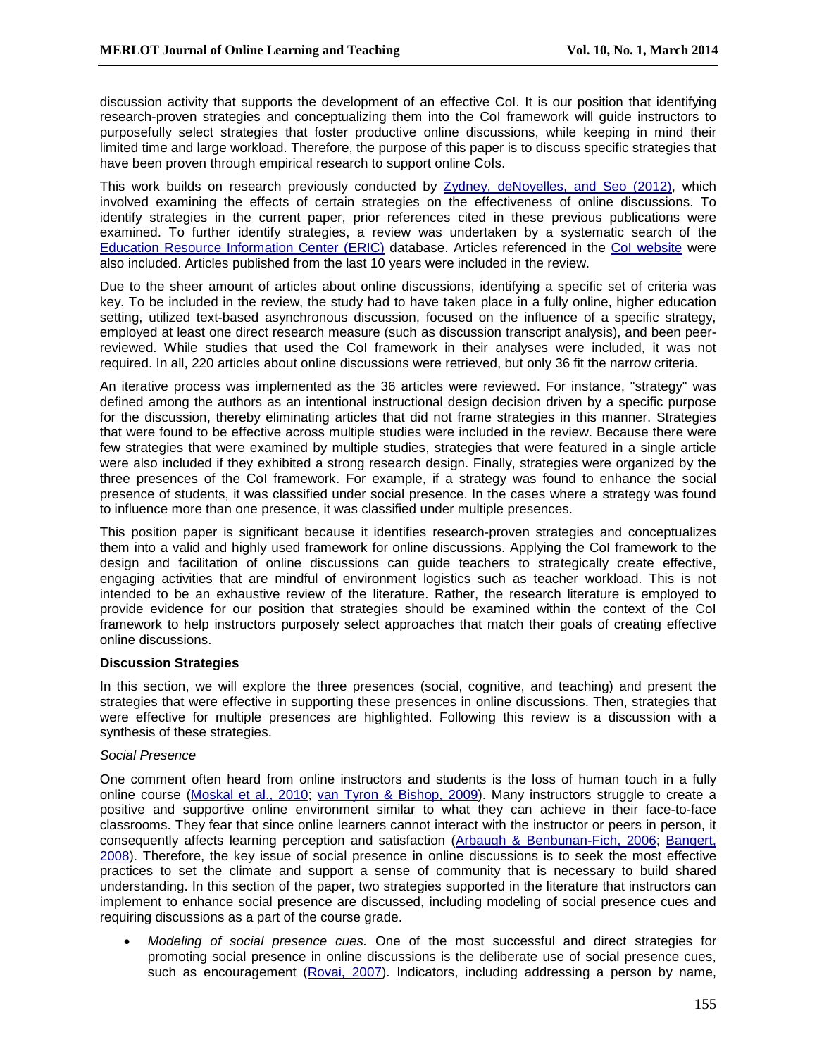discussion activity that supports the development of an effective CoI. It is our position that identifying research-proven strategies and conceptualizing them into the CoI framework will guide instructors to purposefully select strategies that foster productive online discussions, while keeping in mind their limited time and large workload. Therefore, the purpose of this paper is to discuss specific strategies that have been proven through empirical research to support online CoIs.

This work builds on research previously conducted by [Zydney, deNoyelles, and Seo (2012)](), which involved examining the effects of certain strategies on the effectiveness of online discussions. To identify strategies in the current paper, prior references cited in these previous publications were examined. To further identify strategies, a review was undertaken by a systematic search of the [Education Resource Information Center (ERIC)]() database. Articles referenced in the [CoI website]() were also included. Articles published from the last 10 years were included in the review.

Due to the sheer amount of articles about online discussions, identifying a specific set of criteria was key. To be included in the review, the study had to have taken place in a fully online, higher education setting, utilized text-based asynchronous discussion, focused on the influence of a specific strategy, employed at least one direct research measure (such as discussion transcript analysis), and been peer-reviewed. While studies that used the CoI framework in their analyses were included, it was not required. In all, 220 articles about online discussions were retrieved, but only 36 fit the narrow criteria.

An iterative process was implemented as the 36 articles were reviewed. For instance, "strategy" was defined among the authors as an intentional instructional design decision driven by a specific purpose for the discussion, thereby eliminating articles that did not frame strategies in this manner. Strategies that were found to be effective across multiple studies were included in the review. Because there were few strategies that were examined by multiple studies, strategies that were featured in a single article were also included if they exhibited a strong research design. Finally, strategies were organized by the three presences of the CoI framework. For example, if a strategy was found to enhance the social presence of students, it was classified under social presence. In the cases where a strategy was found to influence more than one presence, it was classified under multiple presences.

This position paper is significant because it identifies research-proven strategies and conceptualizes them into a valid and highly used framework for online discussions. Applying the CoI framework to the design and facilitation of online discussions can guide teachers to strategically create effective, engaging activities that are mindful of environment logistics such as teacher workload. This is not intended to be an exhaustive review of the literature. Rather, the research literature is employed to provide evidence for our position that strategies should be examined within the context of the CoI framework to help instructors purposely select approaches that match their goals of creating effective online discussions.

**Discussion Strategies**

In this section, we will explore the three presences (social, cognitive, and teaching) and present the strategies that were effective in supporting these presences in online discussions. Then, strategies that were effective for multiple presences are highlighted. Following this review is a discussion with a synthesis of these strategies.

*Social Presence*

One comment often heard from online instructors and students is the loss of human touch in a fully online course ([Moskal et al., 2010](); [van Tyron & Bishop, 2009]()). Many instructors struggle to create a positive and supportive online environment similar to what they can achieve in their face-to-face classrooms. They fear that since online learners cannot interact with the instructor or peers in person, it consequently affects learning perception and satisfaction ([Arbaugh & Benbunan-Fich, 2006](); [Bangert, 2008]()). Therefore, the key issue of social presence in online discussions is to seek the most effective practices to set the climate and support a sense of community that is necessary to build shared understanding. In this section of the paper, two strategies supported in the literature that instructors can implement to enhance social presence are discussed, including modeling of social presence cues and requiring discussions as a part of the course grade.

- *Modeling of social presence cues.* One of the most successful and direct strategies for promoting social presence in online discussions is the deliberate use of social presence cues, such as encouragement ([Rovai, 2007]()). Indicators, including addressing a person by name,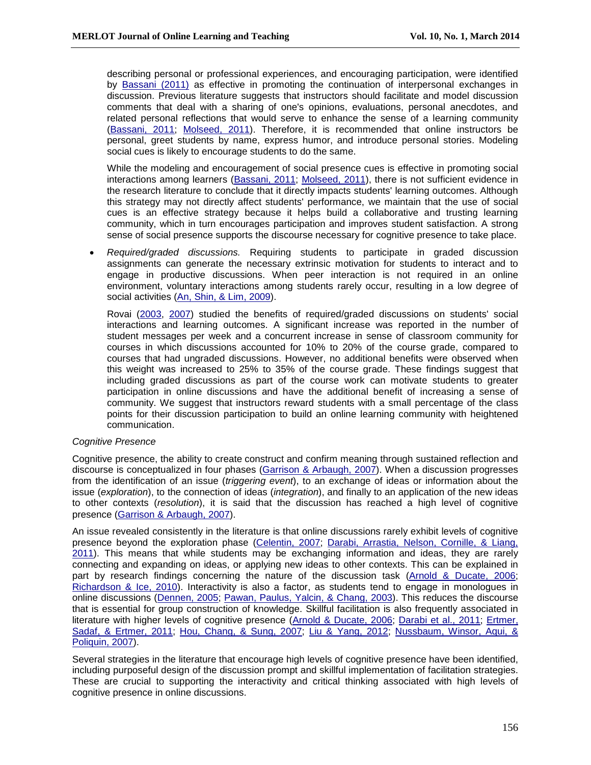describing personal or professional experiences, and encouraging participation, were identified by Bassani (2011) as effective in promoting the continuation of interpersonal exchanges in discussion. Previous literature suggests that instructors should facilitate and model discussion comments that deal with a sharing of one's opinions, evaluations, personal anecdotes, and related personal reflections that would serve to enhance the sense of a learning community (Bassani, 2011; Molseed, 2011). Therefore, it is recommended that online instructors be personal, greet students by name, express humor, and introduce personal stories. Modeling social cues is likely to encourage students to do the same.

While the modeling and encouragement of social presence cues is effective in promoting social interactions among learners (Bassani, 2011; Molseed, 2011), there is not sufficient evidence in the research literature to conclude that it directly impacts students' learning outcomes. Although this strategy may not directly affect students' performance, we maintain that the use of social cues is an effective strategy because it helps build a collaborative and trusting learning community, which in turn encourages participation and improves student satisfaction. A strong sense of social presence supports the discourse necessary for cognitive presence to take place.

- *Required/graded discussions.* Requiring students to participate in graded discussion assignments can generate the necessary extrinsic motivation for students to interact and to engage in productive discussions. When peer interaction is not required in an online environment, voluntary interactions among students rarely occur, resulting in a low degree of social activities (An, Shin, & Lim, 2009).

  Rovai (2003, 2007) studied the benefits of required/graded discussions on students' social interactions and learning outcomes. A significant increase was reported in the number of student messages per week and a concurrent increase in sense of classroom community for courses in which discussions accounted for 10% to 20% of the course grade, compared to courses that had ungraded discussions. However, no additional benefits were observed when this weight was increased to 25% to 35% of the course grade. These findings suggest that including graded discussions as part of the course work can motivate students to greater participation in online discussions and have the additional benefit of increasing a sense of community. We suggest that instructors reward students with a small percentage of the class points for their discussion participation to build an online learning community with heightened communication.

*Cognitive Presence*

Cognitive presence, the ability to create construct and confirm meaning through sustained reflection and discourse is conceptualized in four phases (Garrison & Arbaugh, 2007). When a discussion progresses from the identification of an issue (*triggering event*), to an exchange of ideas or information about the issue (*exploration*), to the connection of ideas (*integration*), and finally to an application of the new ideas to other contexts (*resolution*), it is said that the discussion has reached a high level of cognitive presence (Garrison & Arbaugh, 2007).

An issue revealed consistently in the literature is that online discussions rarely exhibit levels of cognitive presence beyond the exploration phase (Celentin, 2007; Darabi, Arrastia, Nelson, Cornille, & Liang, 2011). This means that while students may be exchanging information and ideas, they are rarely connecting and expanding on ideas, or applying new ideas to other contexts. This can be explained in part by research findings concerning the nature of the discussion task (Arnold & Ducate, 2006; Richardson & Ice, 2010). Interactivity is also a factor, as students tend to engage in monologues in online discussions (Dennen, 2005; Pawan, Paulus, Yalcin, & Chang, 2003). This reduces the discourse that is essential for group construction of knowledge. Skillful facilitation is also frequently associated in literature with higher levels of cognitive presence (Arnold & Ducate, 2006; Darabi et al., 2011; Ertmer, Sadaf, & Ertmer, 2011; Hou, Chang, & Sung, 2007; Liu & Yang, 2012; Nussbaum, Winsor, Aqui, & Poliquin, 2007).

Several strategies in the literature that encourage high levels of cognitive presence have been identified, including purposeful design of the discussion prompt and skillful implementation of facilitation strategies. These are crucial to supporting the interactivity and critical thinking associated with high levels of cognitive presence in online discussions.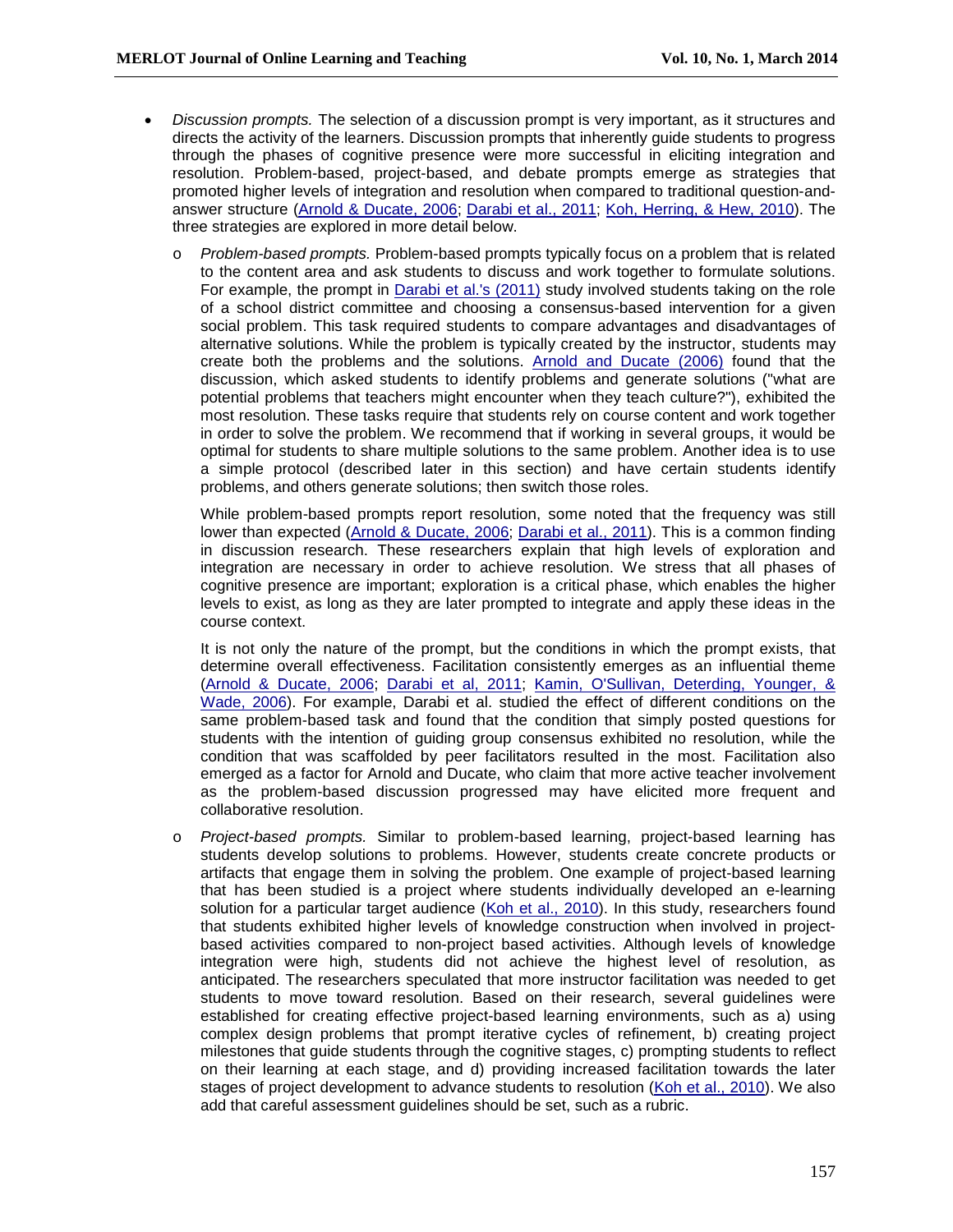- *Discussion prompts.* The selection of a discussion prompt is very important, as it structures and directs the activity of the learners. Discussion prompts that inherently guide students to progress through the phases of cognitive presence were more successful in eliciting integration and resolution. Problem-based, project-based, and debate prompts emerge as strategies that promoted higher levels of integration and resolution when compared to traditional question-and-answer structure (Arnold & Ducate, 2006; Darabi et al., 2011; Koh, Herring, & Hew, 2010). The three strategies are explored in more detail below.

    - *Problem-based prompts.* Problem-based prompts typically focus on a problem that is related to the content area and ask students to discuss and work together to formulate solutions. For example, the prompt in Darabi et al.'s (2011) study involved students taking on the role of a school district committee and choosing a consensus-based intervention for a given social problem. This task required students to compare advantages and disadvantages of alternative solutions. While the problem is typically created by the instructor, students may create both the problems and the solutions. Arnold and Ducate (2006) found that the discussion, which asked students to identify problems and generate solutions ("what are potential problems that teachers might encounter when they teach culture?"), exhibited the most resolution. These tasks require that students rely on course content and work together in order to solve the problem. We recommend that if working in several groups, it would be optimal for students to share multiple solutions to the same problem. Another idea is to use a simple protocol (described later in this section) and have certain students identify problems, and others generate solutions; then switch those roles.

      While problem-based prompts report resolution, some noted that the frequency was still lower than expected (Arnold & Ducate, 2006; Darabi et al., 2011). This is a common finding in discussion research. These researchers explain that high levels of exploration and integration are necessary in order to achieve resolution. We stress that all phases of cognitive presence are important; exploration is a critical phase, which enables the higher levels to exist, as long as they are later prompted to integrate and apply these ideas in the course context.

      It is not only the nature of the prompt, but the conditions in which the prompt exists, that determine overall effectiveness. Facilitation consistently emerges as an influential theme (Arnold & Ducate, 2006; Darabi et al, 2011; Kamin, O'Sullivan, Deterding, Younger, & Wade, 2006). For example, Darabi et al. studied the effect of different conditions on the same problem-based task and found that the condition that simply posted questions for students with the intention of guiding group consensus exhibited no resolution, while the condition that was scaffolded by peer facilitators resulted in the most. Facilitation also emerged as a factor for Arnold and Ducate, who claim that more active teacher involvement as the problem-based discussion progressed may have elicited more frequent and collaborative resolution.

    - *Project-based prompts.* Similar to problem-based learning, project-based learning has students develop solutions to problems. However, students create concrete products or artifacts that engage them in solving the problem. One example of project-based learning that has been studied is a project where students individually developed an e-learning solution for a particular target audience (Koh et al., 2010). In this study, researchers found that students exhibited higher levels of knowledge construction when involved in project-based activities compared to non-project based activities. Although levels of knowledge integration were high, students did not achieve the highest level of resolution, as anticipated. The researchers speculated that more instructor facilitation was needed to get students to move toward resolution. Based on their research, several guidelines were established for creating effective project-based learning environments, such as a) using complex design problems that prompt iterative cycles of refinement, b) creating project milestones that guide students through the cognitive stages, c) prompting students to reflect on their learning at each stage, and d) providing increased facilitation towards the later stages of project development to advance students to resolution (Koh et al., 2010). We also add that careful assessment guidelines should be set, such as a rubric.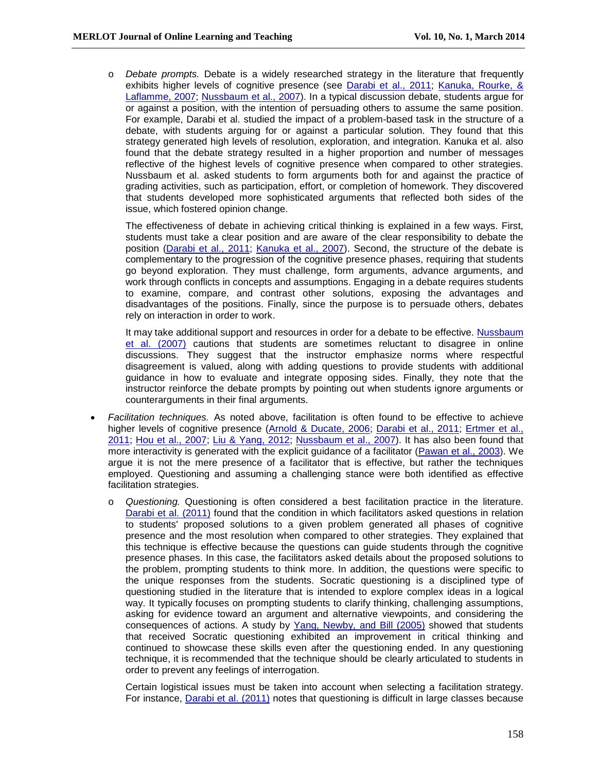- *Debate prompts.* Debate is a widely researched strategy in the literature that frequently exhibits higher levels of cognitive presence (see Darabi et al., 2011; Kanuka, Rourke, & Laflamme, 2007; Nussbaum et al., 2007). In a typical discussion debate, students argue for or against a position, with the intention of persuading others to assume the same position. For example, Darabi et al. studied the impact of a problem-based task in the structure of a debate, with students arguing for or against a particular solution. They found that this strategy generated high levels of resolution, exploration, and integration. Kanuka et al. also found that the debate strategy resulted in a higher proportion and number of messages reflective of the highest levels of cognitive presence when compared to other strategies. Nussbaum et al. asked students to form arguments both for and against the practice of grading activities, such as participation, effort, or completion of homework. They discovered that students developed more sophisticated arguments that reflected both sides of the issue, which fostered opinion change.

  The effectiveness of debate in achieving critical thinking is explained in a few ways. First, students must take a clear position and are aware of the clear responsibility to debate the position (Darabi et al., 2011; Kanuka et al., 2007). Second, the structure of the debate is complementary to the progression of the cognitive presence phases, requiring that students go beyond exploration. They must challenge, form arguments, advance arguments, and work through conflicts in concepts and assumptions. Engaging in a debate requires students to examine, compare, and contrast other solutions, exposing the advantages and disadvantages of the positions. Finally, since the purpose is to persuade others, debates rely on interaction in order to work.

  It may take additional support and resources in order for a debate to be effective. Nussbaum et al. (2007) cautions that students are sometimes reluctant to disagree in online discussions. They suggest that the instructor emphasize norms where respectful disagreement is valued, along with adding questions to provide students with additional guidance in how to evaluate and integrate opposing sides. Finally, they note that the instructor reinforce the debate prompts by pointing out when students ignore arguments or counterarguments in their final arguments.

- *Facilitation techniques.* As noted above, facilitation is often found to be effective to achieve higher levels of cognitive presence (Arnold & Ducate, 2006; Darabi et al., 2011; Ertmer et al., 2011; Hou et al., 2007; Liu & Yang, 2012; Nussbaum et al., 2007). It has also been found that more interactivity is generated with the explicit guidance of a facilitator (Pawan et al., 2003). We argue it is not the mere presence of a facilitator that is effective, but rather the techniques employed. Questioning and assuming a challenging stance were both identified as effective facilitation strategies.

  - *Questioning.* Questioning is often considered a best facilitation practice in the literature. Darabi et al. (2011) found that the condition in which facilitators asked questions in relation to students' proposed solutions to a given problem generated all phases of cognitive presence and the most resolution when compared to other strategies. They explained that this technique is effective because the questions can guide students through the cognitive presence phases. In this case, the facilitators asked details about the proposed solutions to the problem, prompting students to think more. In addition, the questions were specific to the unique responses from the students. Socratic questioning is a disciplined type of questioning studied in the literature that is intended to explore complex ideas in a logical way. It typically focuses on prompting students to clarify thinking, challenging assumptions, asking for evidence toward an argument and alternative viewpoints, and considering the consequences of actions. A study by Yang, Newby, and Bill (2005) showed that students that received Socratic questioning exhibited an improvement in critical thinking and continued to showcase these skills even after the questioning ended. In any questioning technique, it is recommended that the technique should be clearly articulated to students in order to prevent any feelings of interrogation.

    Certain logistical issues must be taken into account when selecting a facilitation strategy. For instance, Darabi et al. (2011) notes that questioning is difficult in large classes because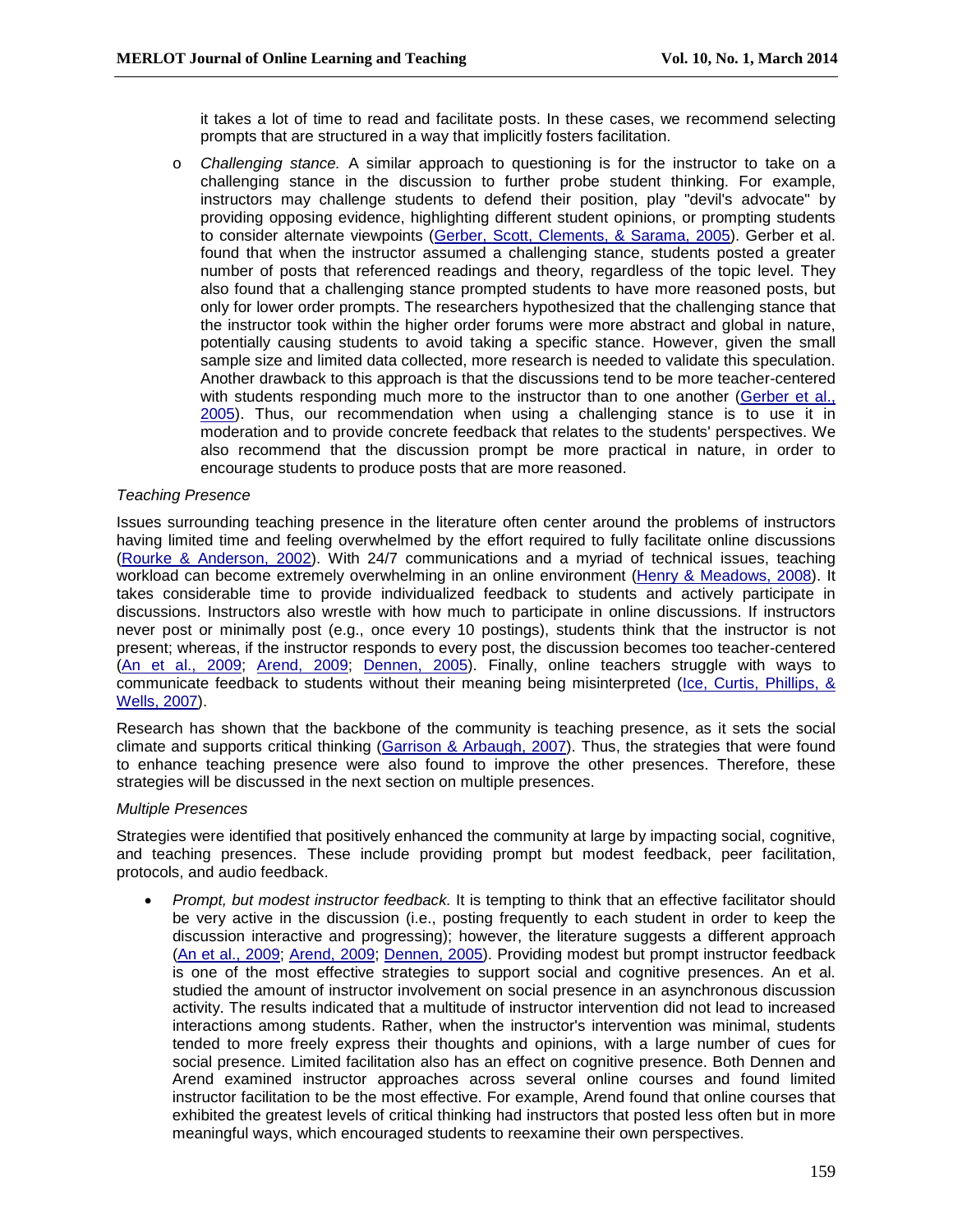it takes a lot of time to read and facilitate posts. In these cases, we recommend selecting prompts that are structured in a way that implicitly fosters facilitation.

- *Challenging stance.* A similar approach to questioning is for the instructor to take on a challenging stance in the discussion to further probe student thinking. For example, instructors may challenge students to defend their position, play "devil's advocate" by providing opposing evidence, highlighting different student opinions, or prompting students to consider alternate viewpoints (Gerber, Scott, Clements, & Sarama, 2005). Gerber et al. found that when the instructor assumed a challenging stance, students posted a greater number of posts that referenced readings and theory, regardless of the topic level. They also found that a challenging stance prompted students to have more reasoned posts, but only for lower order prompts. The researchers hypothesized that the challenging stance that the instructor took within the higher order forums were more abstract and global in nature, potentially causing students to avoid taking a specific stance. However, given the small sample size and limited data collected, more research is needed to validate this speculation. Another drawback to this approach is that the discussions tend to be more teacher-centered with students responding much more to the instructor than to one another (Gerber et al., 2005). Thus, our recommendation when using a challenging stance is to use it in moderation and to provide concrete feedback that relates to the students' perspectives. We also recommend that the discussion prompt be more practical in nature, in order to encourage students to produce posts that are more reasoned.

*Teaching Presence*

Issues surrounding teaching presence in the literature often center around the problems of instructors having limited time and feeling overwhelmed by the effort required to fully facilitate online discussions (Rourke & Anderson, 2002). With 24/7 communications and a myriad of technical issues, teaching workload can become extremely overwhelming in an online environment (Henry & Meadows, 2008). It takes considerable time to provide individualized feedback to students and actively participate in discussions. Instructors also wrestle with how much to participate in online discussions. If instructors never post or minimally post (e.g., once every 10 postings), students think that the instructor is not present; whereas, if the instructor responds to every post, the discussion becomes too teacher-centered (An et al., 2009; Arend, 2009; Dennen, 2005). Finally, online teachers struggle with ways to communicate feedback to students without their meaning being misinterpreted (Ice, Curtis, Phillips, & Wells, 2007).

Research has shown that the backbone of the community is teaching presence, as it sets the social climate and supports critical thinking (Garrison & Arbaugh, 2007). Thus, the strategies that were found to enhance teaching presence were also found to improve the other presences. Therefore, these strategies will be discussed in the next section on multiple presences.

*Multiple Presences*

Strategies were identified that positively enhanced the community at large by impacting social, cognitive, and teaching presences. These include providing prompt but modest feedback, peer facilitation, protocols, and audio feedback.

- *Prompt, but modest instructor feedback.* It is tempting to think that an effective facilitator should be very active in the discussion (i.e., posting frequently to each student in order to keep the discussion interactive and progressing); however, the literature suggests a different approach (An et al., 2009; Arend, 2009; Dennen, 2005). Providing modest but prompt instructor feedback is one of the most effective strategies to support social and cognitive presences. An et al. studied the amount of instructor involvement on social presence in an asynchronous discussion activity. The results indicated that a multitude of instructor intervention did not lead to increased interactions among students. Rather, when the instructor's intervention was minimal, students tended to more freely express their thoughts and opinions, with a large number of cues for social presence. Limited facilitation also has an effect on cognitive presence. Both Dennen and Arend examined instructor approaches across several online courses and found limited instructor facilitation to be the most effective. For example, Arend found that online courses that exhibited the greatest levels of critical thinking had instructors that posted less often but in more meaningful ways, which encouraged students to reexamine their own perspectives.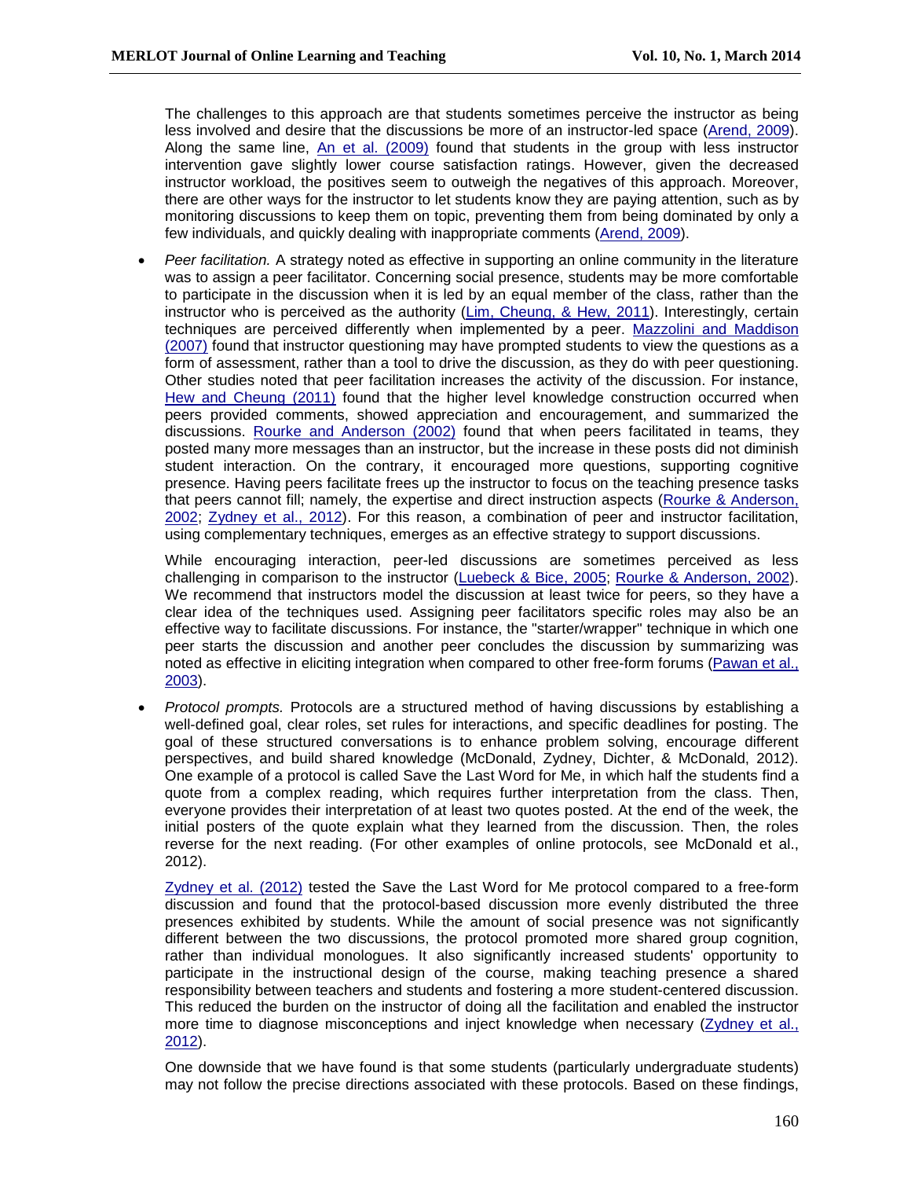The challenges to this approach are that students sometimes perceive the instructor as being less involved and desire that the discussions be more of an instructor-led space (Arend, 2009). Along the same line, An et al. (2009) found that students in the group with less instructor intervention gave slightly lower course satisfaction ratings. However, given the decreased instructor workload, the positives seem to outweigh the negatives of this approach. Moreover, there are other ways for the instructor to let students know they are paying attention, such as by monitoring discussions to keep them on topic, preventing them from being dominated by only a few individuals, and quickly dealing with inappropriate comments (Arend, 2009).

- *Peer facilitation.* A strategy noted as effective in supporting an online community in the literature was to assign a peer facilitator. Concerning social presence, students may be more comfortable to participate in the discussion when it is led by an equal member of the class, rather than the instructor who is perceived as the authority (Lim, Cheung, & Hew, 2011). Interestingly, certain techniques are perceived differently when implemented by a peer. Mazzolini and Maddison (2007) found that instructor questioning may have prompted students to view the questions as a form of assessment, rather than a tool to drive the discussion, as they do with peer questioning. Other studies noted that peer facilitation increases the activity of the discussion. For instance, Hew and Cheung (2011) found that the higher level knowledge construction occurred when peers provided comments, showed appreciation and encouragement, and summarized the discussions. Rourke and Anderson (2002) found that when peers facilitated in teams, they posted many more messages than an instructor, but the increase in these posts did not diminish student interaction. On the contrary, it encouraged more questions, supporting cognitive presence. Having peers facilitate frees up the instructor to focus on the teaching presence tasks that peers cannot fill; namely, the expertise and direct instruction aspects (Rourke & Anderson, 2002; Zydney et al., 2012). For this reason, a combination of peer and instructor facilitation, using complementary techniques, emerges as an effective strategy to support discussions.

  While encouraging interaction, peer-led discussions are sometimes perceived as less challenging in comparison to the instructor (Luebeck & Bice, 2005; Rourke & Anderson, 2002). We recommend that instructors model the discussion at least twice for peers, so they have a clear idea of the techniques used. Assigning peer facilitators specific roles may also be an effective way to facilitate discussions. For instance, the "starter/wrapper" technique in which one peer starts the discussion and another peer concludes the discussion by summarizing was noted as effective in eliciting integration when compared to other free-form forums (Pawan et al., 2003).

- *Protocol prompts.* Protocols are a structured method of having discussions by establishing a well-defined goal, clear roles, set rules for interactions, and specific deadlines for posting. The goal of these structured conversations is to enhance problem solving, encourage different perspectives, and build shared knowledge (McDonald, Zydney, Dichter, & McDonald, 2012). One example of a protocol is called Save the Last Word for Me, in which half the students find a quote from a complex reading, which requires further interpretation from the class. Then, everyone provides their interpretation of at least two quotes posted. At the end of the week, the initial posters of the quote explain what they learned from the discussion. Then, the roles reverse for the next reading. (For other examples of online protocols, see McDonald et al., 2012).

  Zydney et al. (2012) tested the Save the Last Word for Me protocol compared to a free-form discussion and found that the protocol-based discussion more evenly distributed the three presences exhibited by students. While the amount of social presence was not significantly different between the two discussions, the protocol promoted more shared group cognition, rather than individual monologues. It also significantly increased students' opportunity to participate in the instructional design of the course, making teaching presence a shared responsibility between teachers and students and fostering a more student-centered discussion. This reduced the burden on the instructor of doing all the facilitation and enabled the instructor more time to diagnose misconceptions and inject knowledge when necessary (Zydney et al., 2012).

  One downside that we have found is that some students (particularly undergraduate students) may not follow the precise directions associated with these protocols. Based on these findings,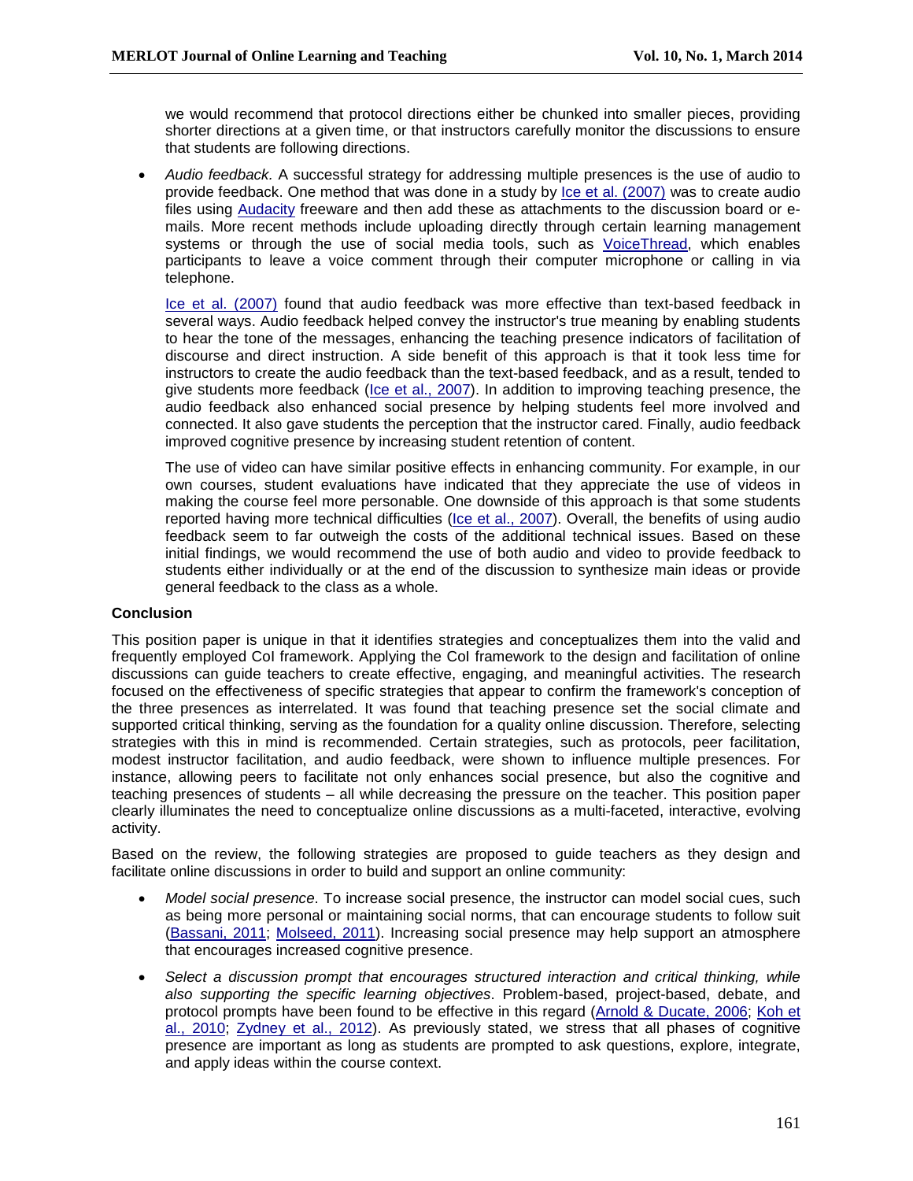we would recommend that protocol directions either be chunked into smaller pieces, providing shorter directions at a given time, or that instructors carefully monitor the discussions to ensure that students are following directions.

- *Audio feedback.* A successful strategy for addressing multiple presences is the use of audio to provide feedback. One method that was done in a study by Ice et al. (2007) was to create audio files using Audacity freeware and then add these as attachments to the discussion board or e-mails. More recent methods include uploading directly through certain learning management systems or through the use of social media tools, such as VoiceThread, which enables participants to leave a voice comment through their computer microphone or calling in via telephone.

  Ice et al. (2007) found that audio feedback was more effective than text-based feedback in several ways. Audio feedback helped convey the instructor's true meaning by enabling students to hear the tone of the messages, enhancing the teaching presence indicators of facilitation of discourse and direct instruction. A side benefit of this approach is that it took less time for instructors to create the audio feedback than the text-based feedback, and as a result, tended to give students more feedback (Ice et al., 2007). In addition to improving teaching presence, the audio feedback also enhanced social presence by helping students feel more involved and connected. It also gave students the perception that the instructor cared. Finally, audio feedback improved cognitive presence by increasing student retention of content.

  The use of video can have similar positive effects in enhancing community. For example, in our own courses, student evaluations have indicated that they appreciate the use of videos in making the course feel more personable. One downside of this approach is that some students reported having more technical difficulties (Ice et al., 2007). Overall, the benefits of using audio feedback seem to far outweigh the costs of the additional technical issues. Based on these initial findings, we would recommend the use of both audio and video to provide feedback to students either individually or at the end of the discussion to synthesize main ideas or provide general feedback to the class as a whole.

## Conclusion

This position paper is unique in that it identifies strategies and conceptualizes them into the valid and frequently employed CoI framework. Applying the CoI framework to the design and facilitation of online discussions can guide teachers to create effective, engaging, and meaningful activities. The research focused on the effectiveness of specific strategies that appear to confirm the framework's conception of the three presences as interrelated. It was found that teaching presence set the social climate and supported critical thinking, serving as the foundation for a quality online discussion. Therefore, selecting strategies with this in mind is recommended. Certain strategies, such as protocols, peer facilitation, modest instructor facilitation, and audio feedback, were shown to influence multiple presences. For instance, allowing peers to facilitate not only enhances social presence, but also the cognitive and teaching presences of students – all while decreasing the pressure on the teacher. This position paper clearly illuminates the need to conceptualize online discussions as a multi-faceted, interactive, evolving activity.

Based on the review, the following strategies are proposed to guide teachers as they design and facilitate online discussions in order to build and support an online community:

- *Model social presence*. To increase social presence, the instructor can model social cues, such as being more personal or maintaining social norms, that can encourage students to follow suit (Bassani, 2011; Molseed, 2011). Increasing social presence may help support an atmosphere that encourages increased cognitive presence.
- *Select a discussion prompt that encourages structured interaction and critical thinking, while also supporting the specific learning objectives*. Problem-based, project-based, debate, and protocol prompts have been found to be effective in this regard (Arnold & Ducate, 2006; Koh et al., 2010; Zydney et al., 2012). As previously stated, we stress that all phases of cognitive presence are important as long as students are prompted to ask questions, explore, integrate, and apply ideas within the course context.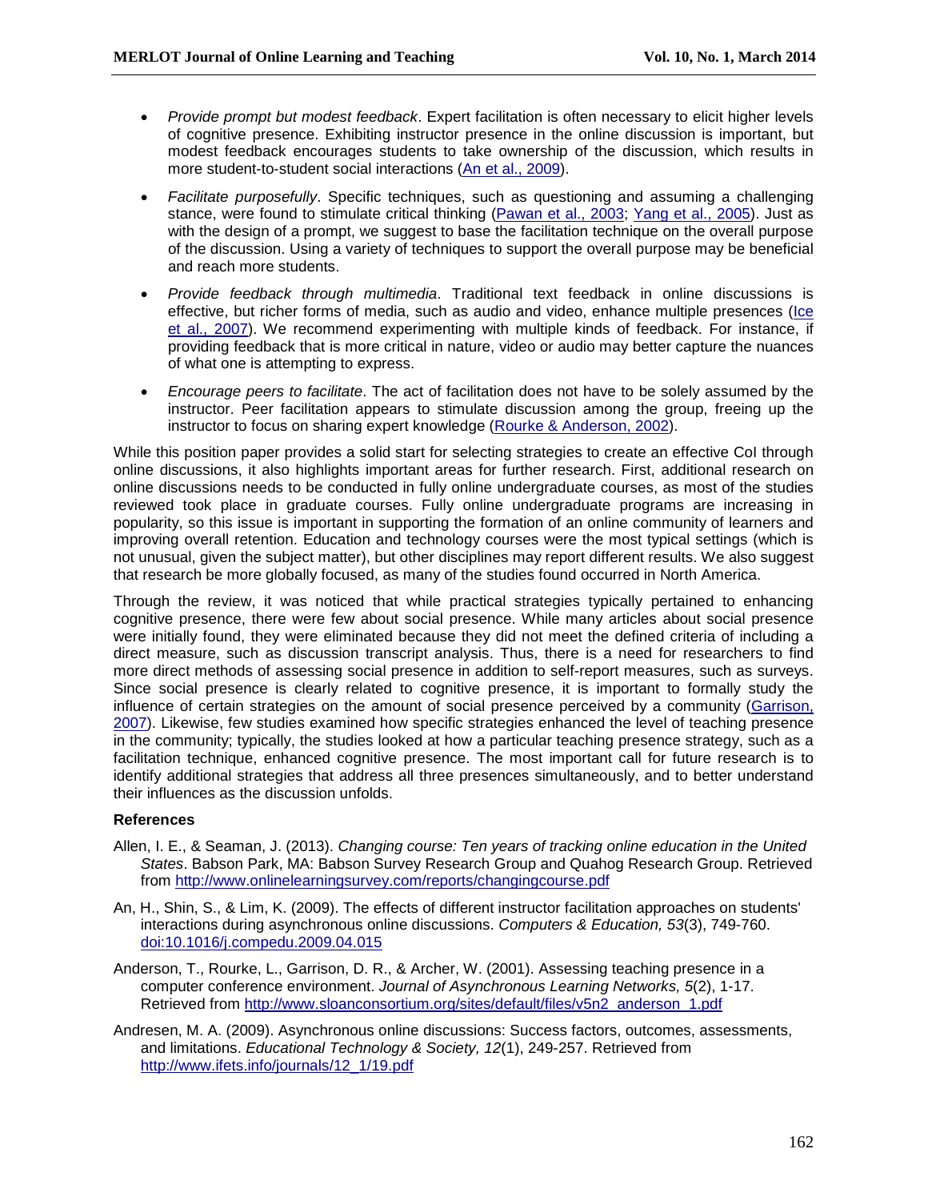- *Provide prompt but modest feedback*. Expert facilitation is often necessary to elicit higher levels of cognitive presence. Exhibiting instructor presence in the online discussion is important, but modest feedback encourages students to take ownership of the discussion, which results in more student-to-student social interactions (An et al., 2009).
- *Facilitate purposefully*. Specific techniques, such as questioning and assuming a challenging stance, were found to stimulate critical thinking (Pawan et al., 2003; Yang et al., 2005). Just as with the design of a prompt, we suggest to base the facilitation technique on the overall purpose of the discussion. Using a variety of techniques to support the overall purpose may be beneficial and reach more students.
- *Provide feedback through multimedia*. Traditional text feedback in online discussions is effective, but richer forms of media, such as audio and video, enhance multiple presences (Ice et al., 2007). We recommend experimenting with multiple kinds of feedback. For instance, if providing feedback that is more critical in nature, video or audio may better capture the nuances of what one is attempting to express.
- *Encourage peers to facilitate*. The act of facilitation does not have to be solely assumed by the instructor. Peer facilitation appears to stimulate discussion among the group, freeing up the instructor to focus on sharing expert knowledge (Rourke & Anderson, 2002).

While this position paper provides a solid start for selecting strategies to create an effective CoI through online discussions, it also highlights important areas for further research. First, additional research on online discussions needs to be conducted in fully online undergraduate courses, as most of the studies reviewed took place in graduate courses. Fully online undergraduate programs are increasing in popularity, so this issue is important in supporting the formation of an online community of learners and improving overall retention. Education and technology courses were the most typical settings (which is not unusual, given the subject matter), but other disciplines may report different results. We also suggest that research be more globally focused, as many of the studies found occurred in North America.

Through the review, it was noticed that while practical strategies typically pertained to enhancing cognitive presence, there were few about social presence. While many articles about social presence were initially found, they were eliminated because they did not meet the defined criteria of including a direct measure, such as discussion transcript analysis. Thus, there is a need for researchers to find more direct methods of assessing social presence in addition to self-report measures, such as surveys. Since social presence is clearly related to cognitive presence, it is important to formally study the influence of certain strategies on the amount of social presence perceived by a community (Garrison, 2007). Likewise, few studies examined how specific strategies enhanced the level of teaching presence in the community; typically, the studies looked at how a particular teaching presence strategy, such as a facilitation technique, enhanced cognitive presence. The most important call for future research is to identify additional strategies that address all three presences simultaneously, and to better understand their influences as the discussion unfolds.

### References

Allen, I. E., & Seaman, J. (2013). *Changing course: Ten years of tracking online education in the United States*. Babson Park, MA: Babson Survey Research Group and Quahog Research Group. Retrieved from http://www.onlinelearningsurvey.com/reports/changingcourse.pdf

An, H., Shin, S., & Lim, K. (2009). The effects of different instructor facilitation approaches on students' interactions during asynchronous online discussions. *Computers & Education, 53*(3), 749-760. doi:10.1016/j.compedu.2009.04.015

Anderson, T., Rourke, L., Garrison, D. R., & Archer, W. (2001). Assessing teaching presence in a computer conference environment. *Journal of Asynchronous Learning Networks, 5*(2), 1-17. Retrieved from http://www.sloanconsortium.org/sites/default/files/v5n2_anderson_1.pdf

Andresen, M. A. (2009). Asynchronous online discussions: Success factors, outcomes, assessments, and limitations. *Educational Technology & Society, 12*(1), 249-257. Retrieved from http://www.ifets.info/journals/12_1/19.pdf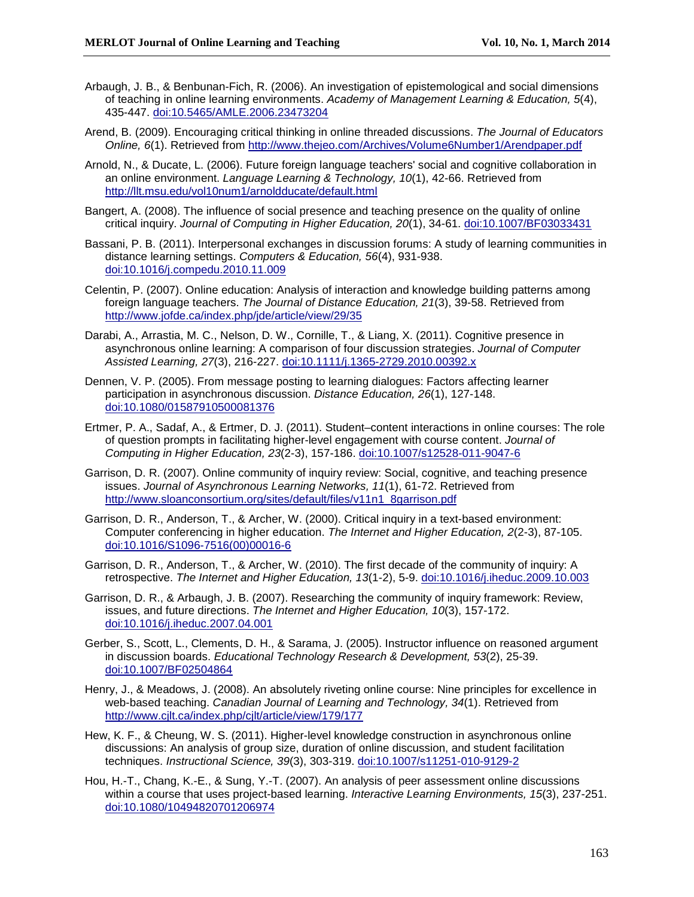Arbaugh, J. B., & Benbunan-Fich, R. (2006). An investigation of epistemological and social dimensions of teaching in online learning environments. *Academy of Management Learning & Education, 5*(4), 435-447. doi:10.5465/AMLE.2006.23473204

Arend, B. (2009). Encouraging critical thinking in online threaded discussions. *The Journal of Educators Online, 6*(1). Retrieved from http://www.thejeo.com/Archives/Volume6Number1/Arendpaper.pdf

Arnold, N., & Ducate, L. (2006). Future foreign language teachers' social and cognitive collaboration in an online environment. *Language Learning & Technology, 10*(1), 42-66. Retrieved from http://llt.msu.edu/vol10num1/arnoldducate/default.html

Bangert, A. (2008). The influence of social presence and teaching presence on the quality of online critical inquiry. *Journal of Computing in Higher Education, 20*(1), 34-61. doi:10.1007/BF03033431

Bassani, P. B. (2011). Interpersonal exchanges in discussion forums: A study of learning communities in distance learning settings. *Computers & Education, 56*(4), 931-938. doi:10.1016/j.compedu.2010.11.009

Celentin, P. (2007). Online education: Analysis of interaction and knowledge building patterns among foreign language teachers. *The Journal of Distance Education, 21*(3), 39-58. Retrieved from http://www.jofde.ca/index.php/jde/article/view/29/35

Darabi, A., Arrastia, M. C., Nelson, D. W., Cornille, T., & Liang, X. (2011). Cognitive presence in asynchronous online learning: A comparison of four discussion strategies. *Journal of Computer Assisted Learning, 27*(3), 216-227. doi:10.1111/j.1365-2729.2010.00392.x

Dennen, V. P. (2005). From message posting to learning dialogues: Factors affecting learner participation in asynchronous discussion. *Distance Education, 26*(1), 127-148. doi:10.1080/01587910500081376

Ertmer, P. A., Sadaf, A., & Ertmer, D. J. (2011). Student–content interactions in online courses: The role of question prompts in facilitating higher-level engagement with course content. *Journal of Computing in Higher Education, 23*(2-3), 157-186. doi:10.1007/s12528-011-9047-6

Garrison, D. R. (2007). Online community of inquiry review: Social, cognitive, and teaching presence issues. *Journal of Asynchronous Learning Networks, 11*(1), 61-72. Retrieved from http://www.sloanconsortium.org/sites/default/files/v11n1_8garrison.pdf

Garrison, D. R., Anderson, T., & Archer, W. (2000). Critical inquiry in a text-based environment: Computer conferencing in higher education. *The Internet and Higher Education, 2*(2-3), 87-105. doi:10.1016/S1096-7516(00)00016-6

Garrison, D. R., Anderson, T., & Archer, W. (2010). The first decade of the community of inquiry: A retrospective. *The Internet and Higher Education, 13*(1-2), 5-9. doi:10.1016/j.iheduc.2009.10.003

Garrison, D. R., & Arbaugh, J. B. (2007). Researching the community of inquiry framework: Review, issues, and future directions. *The Internet and Higher Education, 10*(3), 157-172. doi:10.1016/j.iheduc.2007.04.001

Gerber, S., Scott, L., Clements, D. H., & Sarama, J. (2005). Instructor influence on reasoned argument in discussion boards. *Educational Technology Research & Development, 53*(2), 25-39. doi:10.1007/BF02504864

Henry, J., & Meadows, J. (2008). An absolutely riveting online course: Nine principles for excellence in web-based teaching. *Canadian Journal of Learning and Technology, 34*(1). Retrieved from http://www.cjlt.ca/index.php/cjlt/article/view/179/177

Hew, K. F., & Cheung, W. S. (2011). Higher-level knowledge construction in asynchronous online discussions: An analysis of group size, duration of online discussion, and student facilitation techniques. *Instructional Science, 39*(3), 303-319. doi:10.1007/s11251-010-9129-2

Hou, H.-T., Chang, K.-E., & Sung, Y.-T. (2007). An analysis of peer assessment online discussions within a course that uses project-based learning. *Interactive Learning Environments, 15*(3), 237-251. doi:10.1080/10494820701206974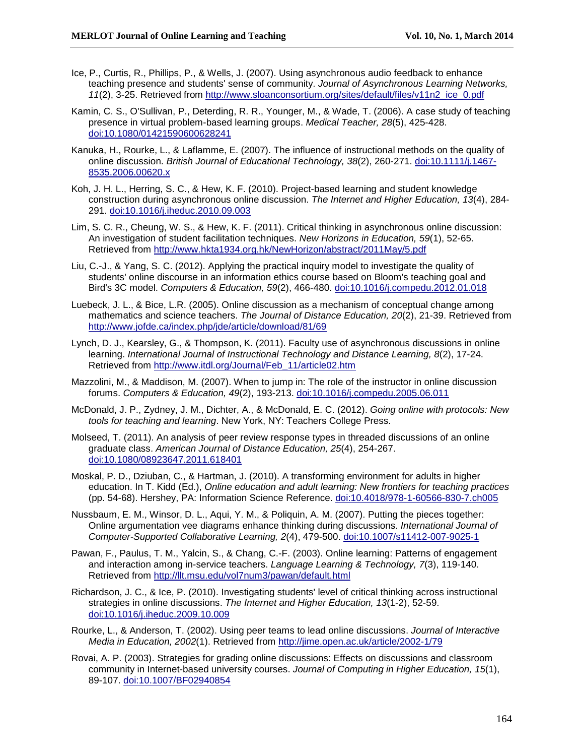Ice, P., Curtis, R., Phillips, P., & Wells, J. (2007). Using asynchronous audio feedback to enhance teaching presence and students' sense of community. *Journal of Asynchronous Learning Networks, 11*(2), 3-25. Retrieved from http://www.sloanconsortium.org/sites/default/files/v11n2_ice_0.pdf

Kamin, C. S., O'Sullivan, P., Deterding, R. R., Younger, M., & Wade, T. (2006). A case study of teaching presence in virtual problem-based learning groups. *Medical Teacher, 28*(5), 425-428. doi:10.1080/01421590600628241

Kanuka, H., Rourke, L., & Laflamme, E. (2007). The influence of instructional methods on the quality of online discussion. *British Journal of Educational Technology, 38*(2), 260-271. doi:10.1111/j.1467-8535.2006.00620.x

Koh, J. H. L., Herring, S. C., & Hew, K. F. (2010). Project-based learning and student knowledge construction during asynchronous online discussion. *The Internet and Higher Education, 13*(4), 284-291. doi:10.1016/j.iheduc.2010.09.003

Lim, S. C. R., Cheung, W. S., & Hew, K. F. (2011). Critical thinking in asynchronous online discussion: An investigation of student facilitation techniques. *New Horizons in Education, 59*(1), 52-65. Retrieved from http://www.hkta1934.org.hk/NewHorizon/abstract/2011May/5.pdf

Liu, C.-J., & Yang, S. C. (2012). Applying the practical inquiry model to investigate the quality of students' online discourse in an information ethics course based on Bloom's teaching goal and Bird's 3C model. *Computers & Education, 59*(2), 466-480. doi:10.1016/j.compedu.2012.01.018

Luebeck, J. L., & Bice, L.R. (2005). Online discussion as a mechanism of conceptual change among mathematics and science teachers. *The Journal of Distance Education, 20*(2), 21-39. Retrieved from http://www.jofde.ca/index.php/jde/article/download/81/69

Lynch, D. J., Kearsley, G., & Thompson, K. (2011). Faculty use of asynchronous discussions in online learning. *International Journal of Instructional Technology and Distance Learning, 8*(2), 17-24. Retrieved from http://www.itdl.org/Journal/Feb_11/article02.htm

Mazzolini, M., & Maddison, M. (2007). When to jump in: The role of the instructor in online discussion forums. *Computers & Education, 49*(2), 193-213. doi:10.1016/j.compedu.2005.06.011

McDonald, J. P., Zydney, J. M., Dichter, A., & McDonald, E. C. (2012). *Going online with protocols: New tools for teaching and learning*. New York, NY: Teachers College Press.

Molseed, T. (2011). An analysis of peer review response types in threaded discussions of an online graduate class. *American Journal of Distance Education, 25*(4), 254-267. doi:10.1080/08923647.2011.618401

Moskal, P. D., Dziuban, C., & Hartman, J. (2010). A transforming environment for adults in higher education. In T. Kidd (Ed.), *Online education and adult learning: New frontiers for teaching practices* (pp. 54-68). Hershey, PA: Information Science Reference. doi:10.4018/978-1-60566-830-7.ch005

Nussbaum, E. M., Winsor, D. L., Aqui, Y. M., & Poliquin, A. M. (2007). Putting the pieces together: Online argumentation vee diagrams enhance thinking during discussions. *International Journal of Computer-Supported Collaborative Learning, 2*(4), 479-500. doi:10.1007/s11412-007-9025-1

Pawan, F., Paulus, T. M., Yalcin, S., & Chang, C.-F. (2003). Online learning: Patterns of engagement and interaction among in-service teachers. *Language Learning & Technology, 7*(3), 119-140. Retrieved from http://llt.msu.edu/vol7num3/pawan/default.html

Richardson, J. C., & Ice, P. (2010). Investigating students' level of critical thinking across instructional strategies in online discussions. *The Internet and Higher Education, 13*(1-2), 52-59. doi:10.1016/j.iheduc.2009.10.009

Rourke, L., & Anderson, T. (2002). Using peer teams to lead online discussions. *Journal of Interactive Media in Education, 2002*(1). Retrieved from http://jime.open.ac.uk/article/2002-1/79

Rovai, A. P. (2003). Strategies for grading online discussions: Effects on discussions and classroom community in Internet-based university courses. *Journal of Computing in Higher Education, 15*(1), 89-107. doi:10.1007/BF02940854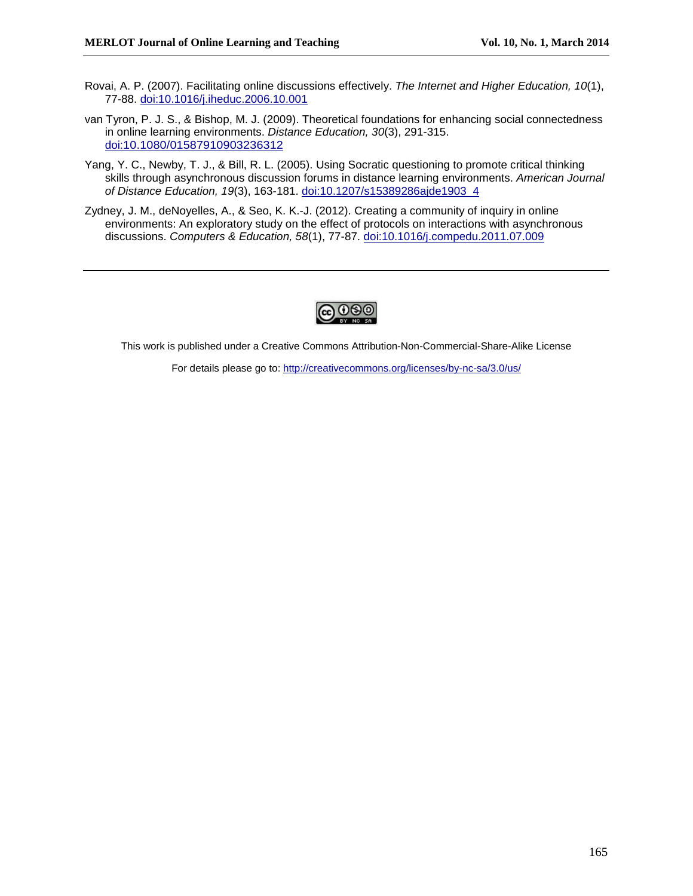Rovai, A. P. (2007). Facilitating online discussions effectively. *The Internet and Higher Education, 10*(1), 77-88. doi:10.1016/j.iheduc.2006.10.001

van Tyron, P. J. S., & Bishop, M. J. (2009). Theoretical foundations for enhancing social connectedness in online learning environments. *Distance Education, 30*(3), 291-315. doi:10.1080/01587910903236312

Yang, Y. C., Newby, T. J., & Bill, R. L. (2005). Using Socratic questioning to promote critical thinking skills through asynchronous discussion forums in distance learning environments. *American Journal of Distance Education, 19*(3), 163-181. doi:10.1207/s15389286ajde1903_4

Zydney, J. M., deNoyelles, A., & Seo, K. K.-J. (2012). Creating a community of inquiry in online environments: An exploratory study on the effect of protocols on interactions with asynchronous discussions. *Computers & Education, 58*(1), 77-87. doi:10.1016/j.compedu.2011.07.009

---

This work is published under a Creative Commons Attribution-Non-Commercial-Share-Alike License

For details please go to: http://creativecommons.org/licenses/by-nc-sa/3.0/us/